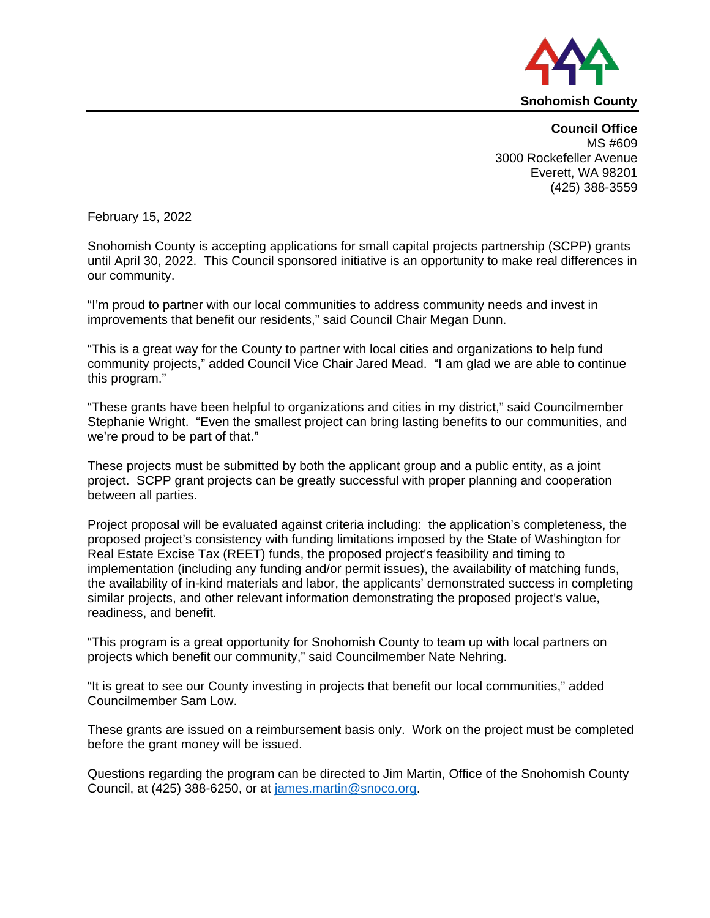**Snohomish County**

**Council Office**
MS #609
3000 Rockefeller Avenue
Everett, WA 98201
(425) 388-3559

February 15, 2022

Snohomish County is accepting applications for small capital projects partnership (SCPP) grants until April 30, 2022. This Council sponsored initiative is an opportunity to make real differences in our community.

"I'm proud to partner with our local communities to address community needs and invest in improvements that benefit our residents," said Council Chair Megan Dunn.

"This is a great way for the County to partner with local cities and organizations to help fund community projects," added Council Vice Chair Jared Mead. "I am glad we are able to continue this program."

"These grants have been helpful to organizations and cities in my district," said Councilmember Stephanie Wright. "Even the smallest project can bring lasting benefits to our communities, and we're proud to be part of that."

These projects must be submitted by both the applicant group and a public entity, as a joint project. SCPP grant projects can be greatly successful with proper planning and cooperation between all parties.

Project proposal will be evaluated against criteria including: the application's completeness, the proposed project's consistency with funding limitations imposed by the State of Washington for Real Estate Excise Tax (REET) funds, the proposed project's feasibility and timing to implementation (including any funding and/or permit issues), the availability of matching funds, the availability of in-kind materials and labor, the applicants' demonstrated success in completing similar projects, and other relevant information demonstrating the proposed project's value, readiness, and benefit.

"This program is a great opportunity for Snohomish County to team up with local partners on projects which benefit our community," said Councilmember Nate Nehring.

"It is great to see our County investing in projects that benefit our local communities," added Councilmember Sam Low.

These grants are issued on a reimbursement basis only. Work on the project must be completed before the grant money will be issued.

Questions regarding the program can be directed to Jim Martin, Office of the Snohomish County Council, at (425) 388-6250, or at james.martin@snoco.org.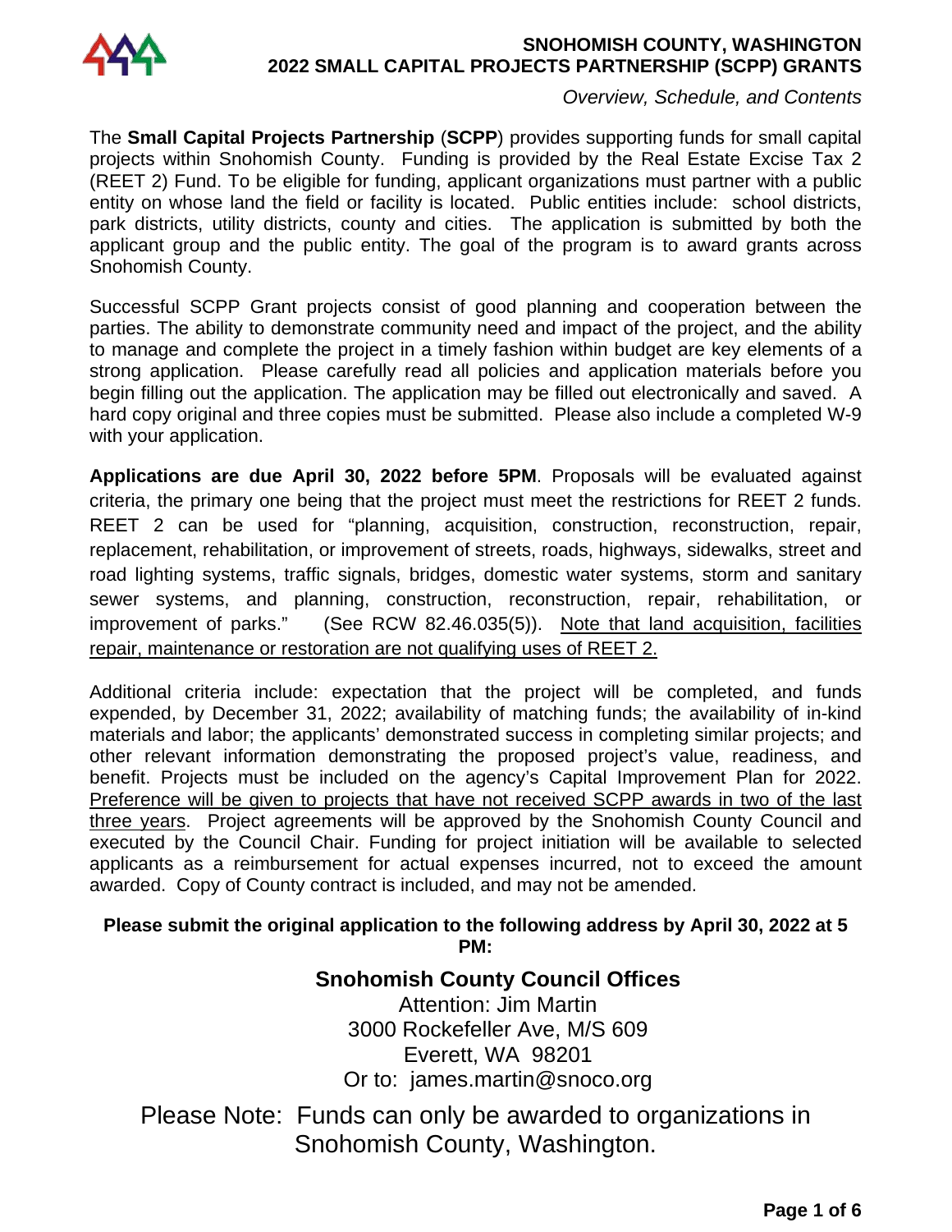# SNOHOMISH COUNTY, WASHINGTON
## 2022 SMALL CAPITAL PROJECTS PARTNERSHIP (SCPP) GRANTS

*Overview, Schedule, and Contents*

The **Small Capital Projects Partnership** (**SCPP**) provides supporting funds for small capital projects within Snohomish County. Funding is provided by the Real Estate Excise Tax 2 (REET 2) Fund. To be eligible for funding, applicant organizations must partner with a public entity on whose land the field or facility is located. Public entities include: school districts, park districts, utility districts, county and cities. The application is submitted by both the applicant group and the public entity. The goal of the program is to award grants across Snohomish County.

Successful SCPP Grant projects consist of good planning and cooperation between the parties. The ability to demonstrate community need and impact of the project, and the ability to manage and complete the project in a timely fashion within budget are key elements of a strong application. Please carefully read all policies and application materials before you begin filling out the application. The application may be filled out electronically and saved. A hard copy original and three copies must be submitted. Please also include a completed W-9 with your application.

**Applications are due April 30, 2022 before 5PM**. Proposals will be evaluated against criteria, the primary one being that the project must meet the restrictions for REET 2 funds. REET 2 can be used for "planning, acquisition, construction, reconstruction, repair, replacement, rehabilitation, or improvement of streets, roads, highways, sidewalks, street and road lighting systems, traffic signals, bridges, domestic water systems, storm and sanitary sewer systems, and planning, construction, reconstruction, repair, rehabilitation, or improvement of parks." (See RCW 82.46.035(5)). <u>Note that land acquisition, facilities repair, maintenance or restoration are not qualifying uses of REET 2.</u>

Additional criteria include: expectation that the project will be completed, and funds expended, by December 31, 2022; availability of matching funds; the availability of in-kind materials and labor; the applicants' demonstrated success in completing similar projects; and other relevant information demonstrating the proposed project's value, readiness, and benefit. Projects must be included on the agency's Capital Improvement Plan for 2022. <u>Preference will be given to projects that have not received SCPP awards in two of the last three years</u>. Project agreements will be approved by the Snohomish County Council and executed by the Council Chair. Funding for project initiation will be available to selected applicants as a reimbursement for actual expenses incurred, not to exceed the amount awarded. Copy of County contract is included, and may not be amended.

**Please submit the original application to the following address by April 30, 2022 at 5 PM:**

**Snohomish County Council Offices**
Attention: Jim Martin
3000 Rockefeller Ave, M/S 609
Everett, WA 98201
Or to: james.martin@snoco.org

Please Note: Funds can only be awarded to organizations in Snohomish County, Washington.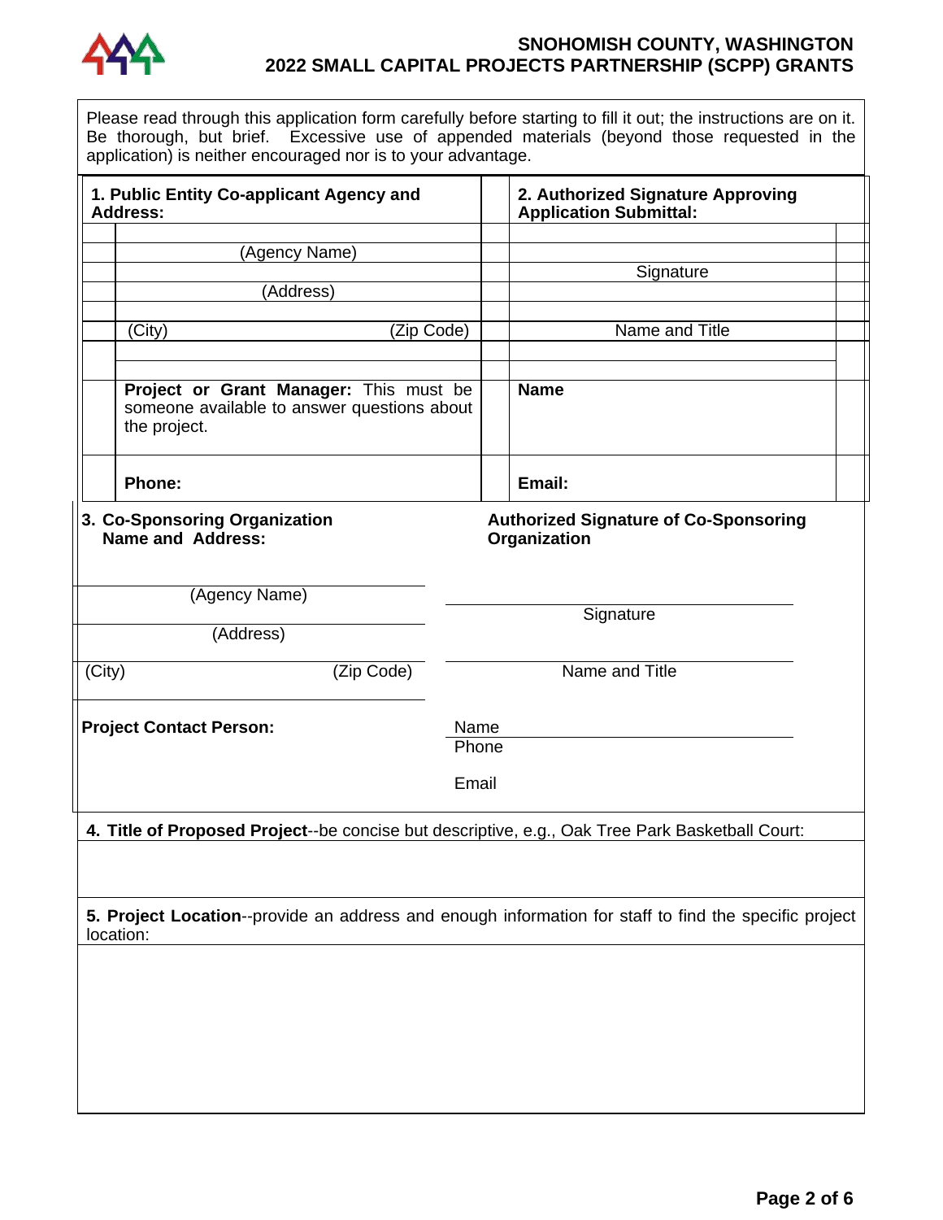Please read through this application form carefully before starting to fill it out; the instructions are on it. Be thorough, but brief. Excessive use of appended materials (beyond those requested in the application) is neither encouraged nor is to your advantage.

| **1. Public Entity Co-applicant Agency and Address:** | **2. Authorized Signature Approving Application Submittal:** |
|---|---|
| (Agency Name) | |
| | Signature |
| (Address) | |
| (City) (Zip Code) | Name and Title |
| **Project or Grant Manager:** This must be someone available to answer questions about the project. | **Name** |
| **Phone:** | **Email:** |

| **3. Co-Sponsoring Organization Name and Address:** | **Authorized Signature of Co-Sponsoring Organization** |
|---|---|
| (Agency Name) | |
| | Signature |
| (Address) | |
| (City) (Zip Code) | Name and Title |
| **Project Contact Person:** | Name |
| | Phone |
| | Email |

**4. Title of Proposed Project**--be concise but descriptive, e.g., Oak Tree Park Basketball Court:

**5. Project Location**--provide an address and enough information for staff to find the specific project location: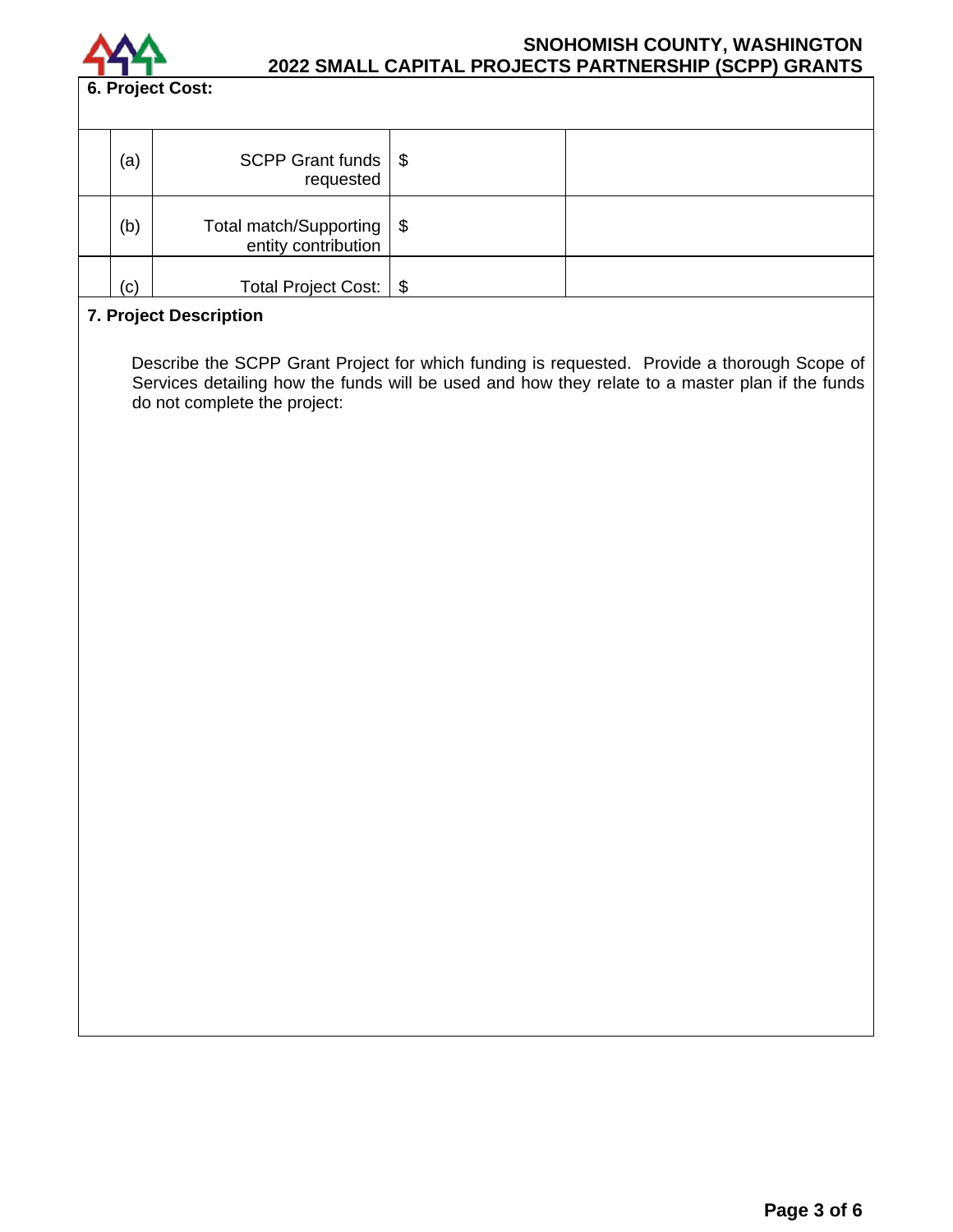### 6. Project Cost:

| | | | |
|---|---|---|---|
| (a) | SCPP Grant funds requested | $ | |
| (b) | Total match/Supporting entity contribution | $ | |
| (c) | Total Project Cost: | $ | |

### 7. Project Description

Describe the SCPP Grant Project for which funding is requested. Provide a thorough Scope of Services detailing how the funds will be used and how they relate to a master plan if the funds do not complete the project: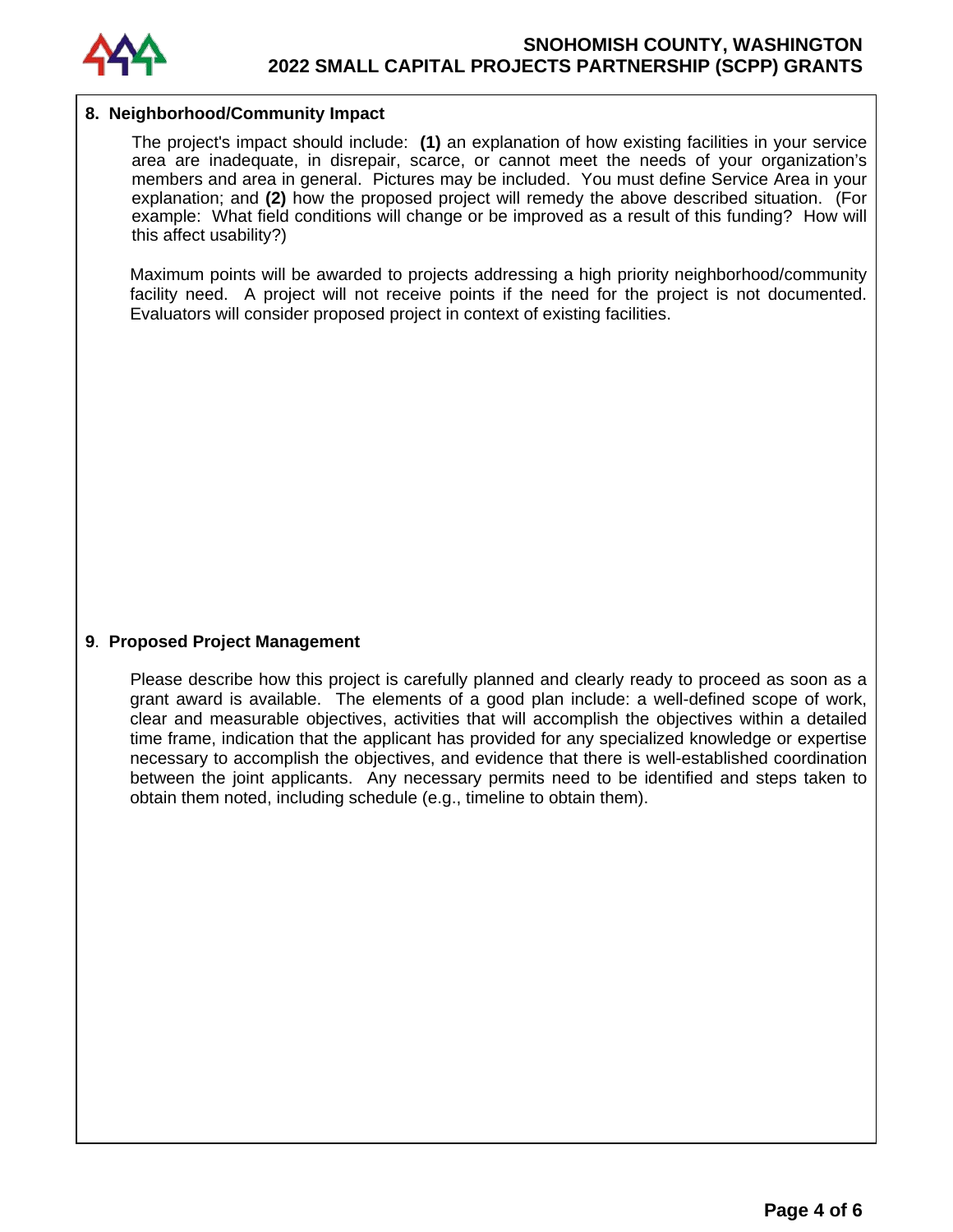## 8. Neighborhood/Community Impact

The project's impact should include: **(1)** an explanation of how existing facilities in your service area are inadequate, in disrepair, scarce, or cannot meet the needs of your organization's members and area in general. Pictures may be included. You must define Service Area in your explanation; and **(2)** how the proposed project will remedy the above described situation. (For example: What field conditions will change or be improved as a result of this funding? How will this affect usability?)

Maximum points will be awarded to projects addressing a high priority neighborhood/community facility need. A project will not receive points if the need for the project is not documented. Evaluators will consider proposed project in context of existing facilities.

## 9. Proposed Project Management

Please describe how this project is carefully planned and clearly ready to proceed as soon as a grant award is available. The elements of a good plan include: a well-defined scope of work, clear and measurable objectives, activities that will accomplish the objectives within a detailed time frame, indication that the applicant has provided for any specialized knowledge or expertise necessary to accomplish the objectives, and evidence that there is well-established coordination between the joint applicants. Any necessary permits need to be identified and steps taken to obtain them noted, including schedule (e.g., timeline to obtain them).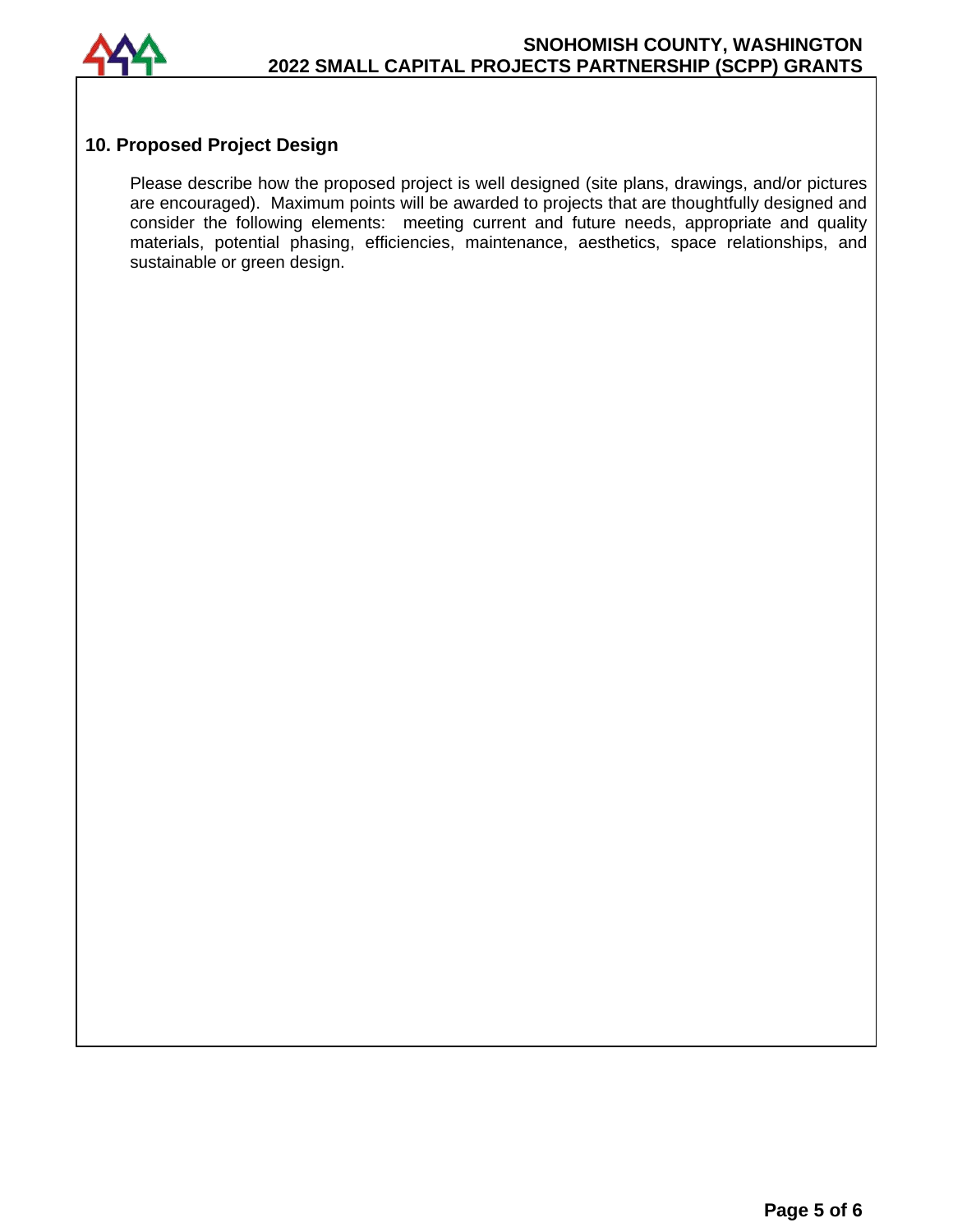## 10. Proposed Project Design

Please describe how the proposed project is well designed (site plans, drawings, and/or pictures are encouraged). Maximum points will be awarded to projects that are thoughtfully designed and consider the following elements: meeting current and future needs, appropriate and quality materials, potential phasing, efficiencies, maintenance, aesthetics, space relationships, and sustainable or green design.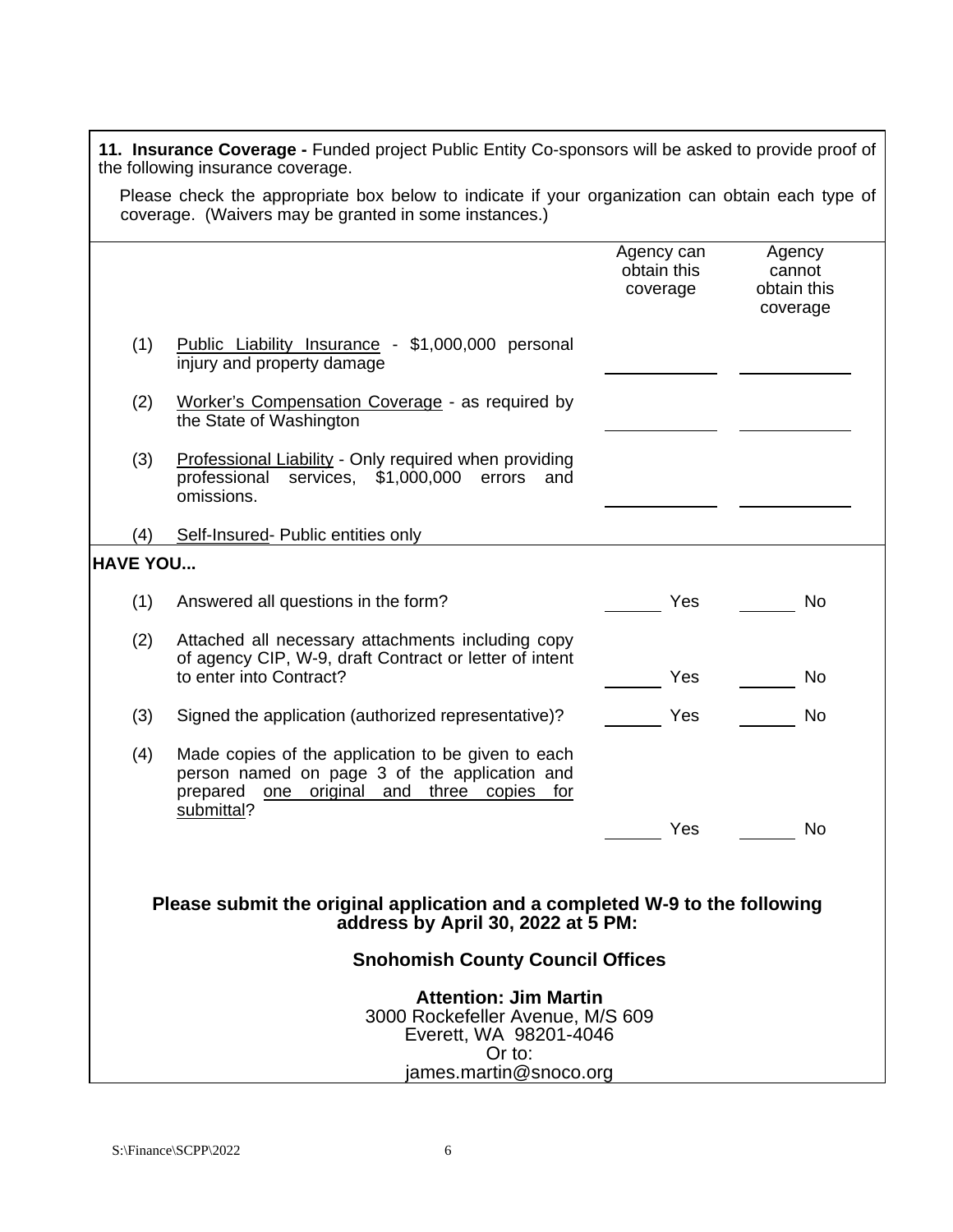**11. Insurance Coverage -** Funded project Public Entity Co-sponsors will be asked to provide proof of the following insurance coverage.

Please check the appropriate box below to indicate if your organization can obtain each type of coverage. (Waivers may be granted in some instances.)

| | | Agency can obtain this coverage | Agency cannot obtain this coverage |
|---|---|---|---|
| (1) | Public Liability Insurance - $1,000,000 personal injury and property damage | ______ | ______ |
| (2) | Worker's Compensation Coverage - as required by the State of Washington | ______ | ______ |
| (3) | Professional Liability - Only required when providing professional services, $1,000,000 errors and omissions. | ______ | ______ |
| (4) | Self-Insured- Public entities only | | |

**HAVE YOU...**

| | | | |
|---|---|---|---|
| (1) | Answered all questions in the form? | ______ Yes | ______ No |
| (2) | Attached all necessary attachments including copy of agency CIP, W-9, draft Contract or letter of intent to enter into Contract? | ______ Yes | ______ No |
| (3) | Signed the application (authorized representative)? | ______ Yes | ______ No |
| (4) | Made copies of the application to be given to each person named on page 3 of the application and prepared one original and three copies for submittal? | ______ Yes | ______ No |

**Please submit the original application and a completed W-9 to the following address by April 30, 2022 at 5 PM:**

**Snohomish County Council Offices**

**Attention: Jim Martin**
3000 Rockefeller Avenue, M/S 609
Everett, WA 98201-4046
Or to:
james.martin@snoco.org

S:\Finance\SCPP\2022